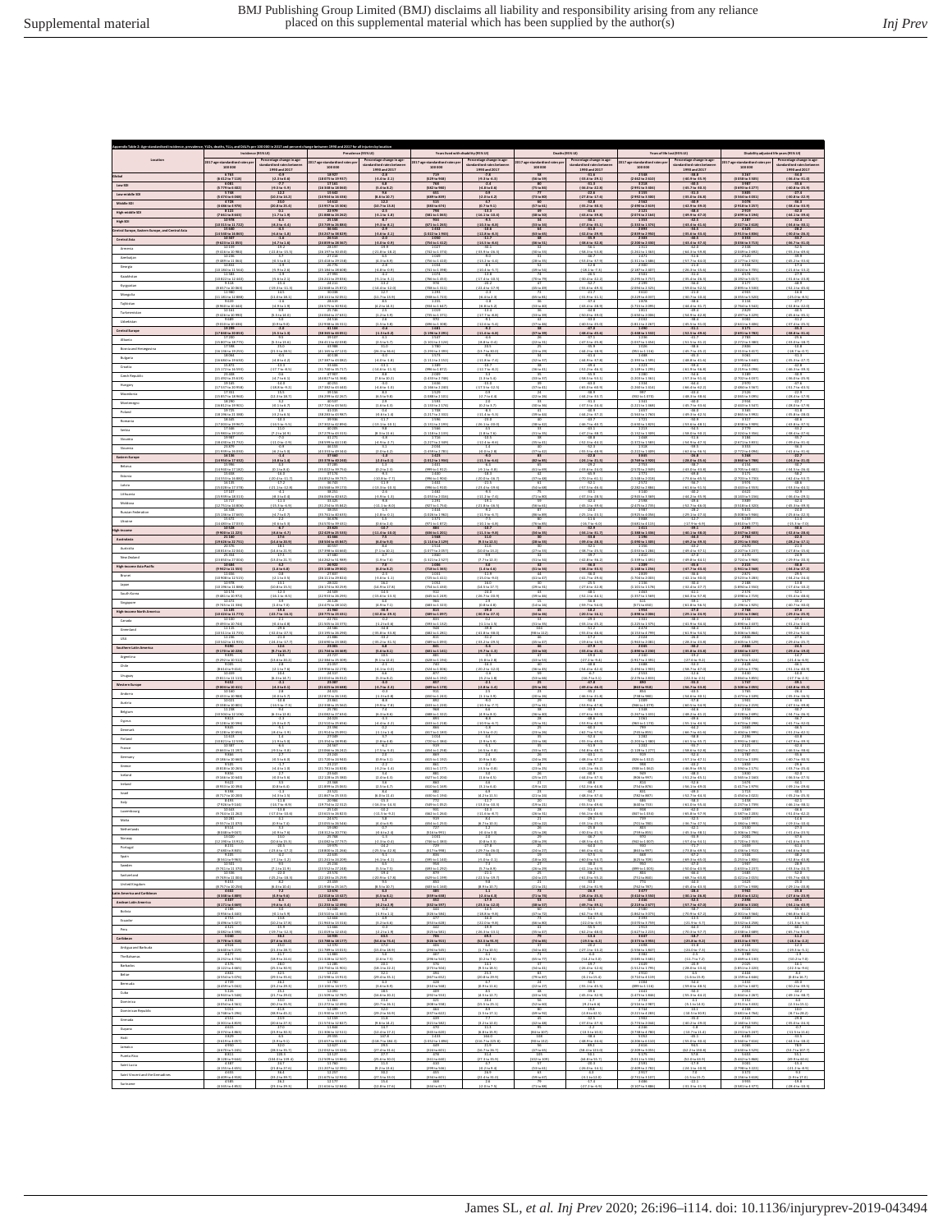Appendix Table 3: Age-standardized incidence, prevalence, YLDs, deaths, YLLs and DALYs per 100 000 in 2017 and percent change between 1990 and 2017 for all injuries by location

| Location | Incidence (95% UI) | | Prevalence (95% UI) | | Years lived with disability (95% UI) | | Deaths (95% UI) | | Years of life lost (95% UI) | | Disability adjusted life years (95% UI) | |
|---|---|---|---|---|---|---|---|---|---|---|---|---|
| | 2017 age-standardized rates per 100 000 | Percentage change in age-standardized rates between 1990 and 2017 | 2017 age-standardized rates per 100 000 | Percentage change in age-standardized rates between 1990 and 2017 | 2017 age-standardized rates per 100 000 | Percentage change in age-standardized rates between 1990 and 2017 | 2017 age-standardized rates per 100 000 | Percentage change in age-standardized rates between 1990 and 2017 | 2017 age-standardized rates per 100 000 | Percentage change in age-standardized rates between 1990 and 2017 | 2017 age-standardized rates per 100 000 | Percentage change in age-standardized rates between 1990 and 2017 |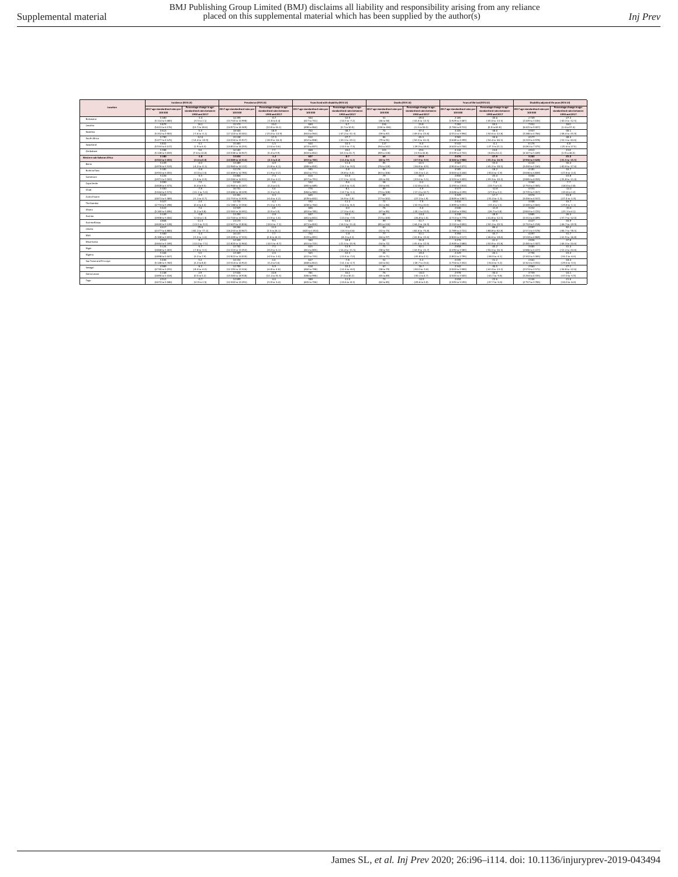| Location | Incidence (95% UI) | | Prevalence (95% UI) | | Years lived with disability (95% UI) | | Deaths (95% UI) | | Years of life lost (95% UI) | | Disability adjusted life years (95% UI) | |
|---|---|---|---|---|---|---|---|---|---|---|---|---|
| | 2017 age-standardised rates per 100 000 | Percentage change in age-standardised rates between 1990 and 2017 | 2017 age-standardised rates per 100 000 | Percentage change in age-standardised rates between 1990 and 2017 | 2017 age-standardised rates per 100 000 | Percentage change in age-standardised rates between 1990 and 2017 | 2017 age-standardised rates per 100 000 | Percentage change in age-standardised rates between 1990 and 2017 | 2017 age-standardised rates per 100 000 | Percentage change in age-standardised rates between 1990 and 2017 | 2017 age-standardised rates per 100 000 | Percentage change in age-standardised rates between 1990 and 2017 |
| Botswana | 5 180 (5 114 to 5 680) | -1.1 (-4.5 to 1.1) | 14 299 (13 743 to 14 898) | -0.7 (-1.8 to 0.4) | 566 (417 to 751) | -10.9 (-16.5 to -7.2) | 51 (46 to 58) | -29.4 (-42.4 to -13.5) | 2 185 (1 929 to 2 487) | -30.6 (-45.0 to -13.3) | 2 749 (2 439 to 3 106) | -27.3 (-40.3 to -12.5) |
| Lesotho | 5 870 (5 613 to 6 176) | 16.1 (13.7 to 18.6) | 15 578 (14 971 to 16 169) | 15.0 (13.8 to 16.2) | 669 (498 to 866) | 6.7 (3.7 to 10.0) | 156 (136 to 184) | 15.8 (-1.5 to 56.5) | 7 243 (5 784 to 8 753) | 33.5 (8.9 to 63.8) | 7 911 (6 425 to 9 507) | 28.0 (2.1 to 57.4) |
| Namibia | 4 913 (5 352 to 5 983) | 5.0 (-7.6 to 6.1) | 18 309 (17 310 to 20 301) | 18.8 (-21.0 to -14.9) | 757 (564 to 960) | -58.7 (-67.2 to -51.5) | 79 (59 to 87) | -57.4 (-69.0 to -23.9) | 4 209 (2 551 to 3 996) | -58.8 (-50.8 to -22.8) | 4 967 (3 288 to 4 786) | -58.6 (-48.4 to -25.9) |
| South Africa | 5 790 (5 477 to 6 125) | 12.6 (-14.4 to -10.9) | 15 158 (14 554 to 15 917) | 17.5 (-18.9 to -16.5) | 612 (452 to 808) | -27.7 (-30.2 to -25.1) | 81 (79 to 91) | -55.5 (-50.3 to -61.0) | 3 965 (3 848 to 4 299) | -50.6 (-54.4 to -46.5) | 4 577 (4 219 to 4 978) | -48.4 (-52.1 to -44.6) |
| Swaziland | 5 863 (5 553 to 6 137) | 6.1 (1.9 to 6.4) | 15 483 (14 811 to 16 253) | -5.5 (-2.8 to -6.6) | 652 (474 to 857) | -10.4 (-15.5 to -7.3) | 117 (93 to 142) | -8.4 (-29.0 to 16.4) | 5 523 (4 653 to 6 756) | -6.1 (-27.3 to 21.1) | 6 176 (5 061 to 7 375) | -6.8 (-25.6 to 17.5) |
| Zimbabwe | 5 368 (5 128 to 5 659) | 9.6 (7.6 to 11.8) | 16 182 (15 558 to 16 927) | 7.7 (5.4 to 9.9) | 668 (503 to 852) | 18.4 (15.3 to 21.7) | 101 (89 to 118) | 19.6 (-3.9 to 42.8) | 4 144 (3 598 to 4 722) | 24.8 (-0.8 to 51.1) | 4 813 (4 167 to 5 489) | 23.9 (1.9 to 48.0) |
| **Western sub-Saharan Africa** | **5 180 (4 922 to 5 433)** | **-1.8 (-4.4 to 0.8)** | **13 604 (13 089 to 14 114)** | **-1.2 (-2.5 to 0.2)** | **467 (453 to 783)** | **-8.7 (-11.0 to -6.3)** | **66 (52 to 77)** | **-19.9 (-27.9 to -8.9)** | **2 676 (2 220 to 3 988)** | **-27.8 (-35.3 to -16.9)** | **3 283 (2 936 to 3 628)** | **-25.8 (-31.3 to -15.5)** |
| Benin | 5 239 (4 976 to 5 503) | -2.0 (-4.2 to 0.1) | 13 430 (12 964 to 14 132) | -6.9 (-5.8 to -6.1) | 659 (488 to 850) | -11.8 (-16.2 to -9.0) | 95 (78 to 118) | -31.5 (-36.8 to -8.9) | 3 565 (2 914 to 4 371) | -33.4 (-45.2 to -18.5) | 4 224 (3 450 to 5 160) | -30.4 (-40.8 to -17.6) |
| Burkina Faso | 5 189 (4 933 to 5 455) | -0.6 (-4.0 to 1.5) | 13 176 (12 649 to 12 785) | -1.1 (-1.9 to -0.2) | 595 (442 to 771) | -5.8 (-6.8 to -3.0) | 84 (63 to 106) | -16.9 (-26.5 to 1.2) | 3 585 (3 043 to 4 244) | -18.2 (-30.6 to -1.9) | 4 181 (3 636 to 4 849) | -16.7 (-27.8 to -2.4) |
| Cameroon | 5 126 (4 871 to 5 322) | -5.5 (-9.4 to -0.9) | 13 384 (13 266 to 14 151) | -7.5 (-8.2 to -6.2) | 611 (457 to 791) | -11.5 (-17.5 to -12.6) | 76 (65 to 95) | -30.4 (-33.6 to -5.5) | 2 850 (2 325 to 3 403) | -35.4 (-39.3 to -18.3) | 3 464 (2 865 to 4 059) | -32.8 (-35.8 to -11.0) |
| Cape Verde | 5 090 (4 828 to 5 373) | 7.5 (5.4 to 9.5) | 13 541 (12 968 to 14 187) | 3.3 (2.2 to 4.3) | 512 (385 to 689) | -8.5 (-11.5 to -5.4) | 58 (53 to 69) | -0.2 (-12.8 to 12.4) | 2 542 (2 293 to 2 820) | -7.3 (-10.7 to 3.5) | 3 084 (2 754 to 3 383) | -7.7 (-18.3 to 2.8) |
| Chad | 5 362 (5 064 to 5 575) | -7.9 (-11.1 to -5.0) | 14 175 (13 686 to 18 109) | 5.4 (1.3 to 5.4) | 776 (582 to 983) | -6.1 (-13.7 to -3.1) | 88 (75 to 108) | 1.8 (-17.2 to 10.7) | 3 625 (3 028 to 4 199) | -12.8 (-27.0 to 1.1) | 4 376 (3 770 to 5 007) | -12.0 (-23.0 to 1.0) |
| Cote d'Ivoire | 5 121 (4 871 to 5 389) | -2.9 (-5.1 to -0.7) | 13 301 (12 753 to 13 859) | -3.1 (-4.4 to -1.2) | 645 (478 to 832) | -6.8 (-6.9 to -2.8) | 89 (77 to 102) | -16.1 (-27.2 to -1.9) | 3 329 (2 849 to 3 867) | -17.7 (-31.0 to -1.2) | 3 974 (3 436 to 4 557) | -15.8 (-27.4 to -1.9) |
| The Gambia | 5 027 (4 774 to 5 298) | 2.4 (0.4 to 4.4) | 13 735 (13 148 to 13 358) | -0.2 (-5.5 to -0.9) | 552 (408 to 704) | -1.2 (-10.6 to -8.2) | 72 (61 to 86) | -7.9 (-22.9 to 10.0) | 2 426 (1 899 to 3 051) | -26.0 (-33.4 to 1.5) | 3 088 (2 469 to 3 665) | -16.2 (-29.8 to 3.1) |
| Ghana | 5 423 (5 160 to 5 696) | 7.4 (5.2 to 9.8) | 13 595 (13 565 to 14 591) | 4.8 (3.9 to 5.9) | 585 (453 to 785) | 3.2 (7.3 to 0.6) | 76 (67 to 86) | 8.4 (-20.1 to 15.0) | 2 836 (2 244 to 3 056) | -11.8 (-26.7 to 5.8) | 3 213 (2 843 to 3 725) | -10.6 (-23.1 to 4.1) |
| Guinea | 5 149 (4 908 to 5 436) | -0.8 (-2.8 to 1.3) | 13 293 (12 743 to 13 901) | -2.8 (-3.6 to -1.6) | 647 (481 to 831) | -10.5 (-12.0 to -7.9) | 89 (72 to 108) | -13.4 (-26.8 to 1.4) | 3 218 (2 713 to 3 779) | -28.9 (-41.8 to -12.5) | 3 866 (3 331 to 4 489) | -26.3 (-37.7 to -12.0) |
| Guinea-Bissau | 4 868 (4 630 to 5 128) | 11.3 (-13.5 to -9.3) | 13 179 (12 627 to 13 816) | 9.1 (-10.6 to -7.2) | 632 (471 to 815) | -14.8 (-16.5 to -11.5) | 95 (83 to 115) | -51.2 (-61.2 to -16.9) | 3 795 (3 132 to 4 502) | -32.9 (-50.1 to -18.5) | 4 427 (3 730 to 5 158) | -31.8 (-46.7 to -19.9) |
| Liberia | 4 817 (4 377 to 4 880) | -79.4 (-82.1 to -77.3) | 18 264 (18 253 to 20 867) | 11.5 (1.3 to 20.1) | 825 (620 to 1 053) | -6.4 (-16.9 to 4.6) | 61 (52 to 73) | -79.4 (-82.6 to -75.8) | 2 173 (1 749 to 2 721) | -86.4 (-88.8 to -82.8) | 2 997 (2 571 to 3 578) | -82.2 (-84.7 to -78.5) |
| Mali | 5 380 (5 108 to 5 635) | -5.6 (-9.3 to -1.6) | 18 137 (15 209 to 17 215) | 7.7 (2.6 to 14.3) | 762 (529 to 892) | -3.8 (-8.2 to 4.1) | 71 (64 to 97) | -33.2 (-41.8 to -25.6) | 3 394 (2 830 to 4 127) | -35.7 (-46.6 to -18.0) | 4 097 (3 518 to 4 868) | -33.7 (-41.9 to -16.8) |
| Mauritania | 4 910 (4 664 to 5 189) | -9.7 (-12.0 to -7.5) | 12 520 (11 820 to 12 964) | -9.6 (-10.5 to -8.7) | 560 (415 to 725) | -18.8 (-21.5 to -15.9) | 61 (54 to 72) | -35.8 (-45.6 to -22.9) | 2 276 (1 949 to 2 680) | -43.2 (-50.9 to -25.8) | 2 836 (2 460 to 3 307) | -37.8 (-46.3 to -24.6) |
| Niger | 5 124 (4 868 to 5 433) | -5.7 (-7.8 to -3.5) | 12 732 (12 213 to 13 353) | -7.1 (-8.2 to -6.1) | 626 (461 to 805) | -13.9 (-16.1 to -11.5) | 76 (58 to 92) | -32.1 (-43.3 to -15.7) | 2 864 (2 295 to 3 383) | -35.2 (-56.1 to -26.3) | 3 484 (2 896 to 4 027) | -33.3 (-52.2 to -16.8) |
| Nigeria | 5 164 (4 898 to 5 447) | 5.5 (3.2 to 7.8) | 13 369 (12 822 to 14 010) | 2.6 (4.5 to 1.0) | 565 (422 to 731) | -10.3 (-15.4 to -7.0) | 55 (55 to 71) | 20.4 (-45.8 to 2.1) | 2 129 (1 861 to 2 785) | -28.1 (-36.9 to -6.1) | 2 794 (2 562 to 3 383) | -23.3 (-34.3 to -6.6) |
| Sao Tome and Principe | 5 438 (5 148 to 5 760) | 5.2 (2.3 to 8.0) | 14 152 (13 514 to 14 912) | 3.4 (3.2 to 5.6) | 627 (468 to 812) | -7.8 (-11.1 to -4.7) | 51 (43 to 61) | -4.2 (-20.7 to 15.6) | 2 035 (1 794 to 2 312) | 21.2 (-34.8 to -5.1) | 2 661 (2 321 to 3 031) | -18.4 (-29.6 to -5.5) |
| Senegal | 4 980 (4 730 to 5 255) | -6.1 (-8.6 to -4.0) | 12 780 (12 299 to 13 316) | -5.9 (-6.8 to -4.8) | 614 (460 to 798) | -14.8 (-12.6 to -8.0) | 67 (58 to 79) | -38.7 (-50.0 to -5.8) | 2 348 (2 043 to 2 900) | -36.8 (-42.0 to -13.3) | 2 960 (2 574 to 3 571) | -35.8 (-36.8 to -12.6) |
| Sierra Leone | 5 148 (4 890 to 5 418) | 2.9 (0.5 to 5.2) | 17 024 (15 583 to 18 918) | 32.8 (11.1 to 35.3) | 781 (586 to 996) | 16.3 (7.0 to 30.2) | 76 (65 to 89) | -36.0 (-50.1 to -4.7) | 2 978 (2 505 to 3 503) | -30.4 (-41.7 to -9.8) | 3 759 (3 263 to 4 335) | -24.1 (-37.0 to -5.9) |
| Togo | 4 913 (4 672 to 5 186) | -0.7 (-2.9 to 1.3) | 12 699 (12 202 to 13 291) | -4.6 (-5.9 to -3.4) | 568 (435 to 756) | -11.0 (-13.6 to -8.1) | 73 (62 to 86) | -16.9 (-29.4 to 2.8) | 2 658 (2 205 to 3 135) | -23.6 (-37.7 to -5.0) | 3 226 (2 757 to 3 783) | -21.8 (-34.0 to -6.0) |